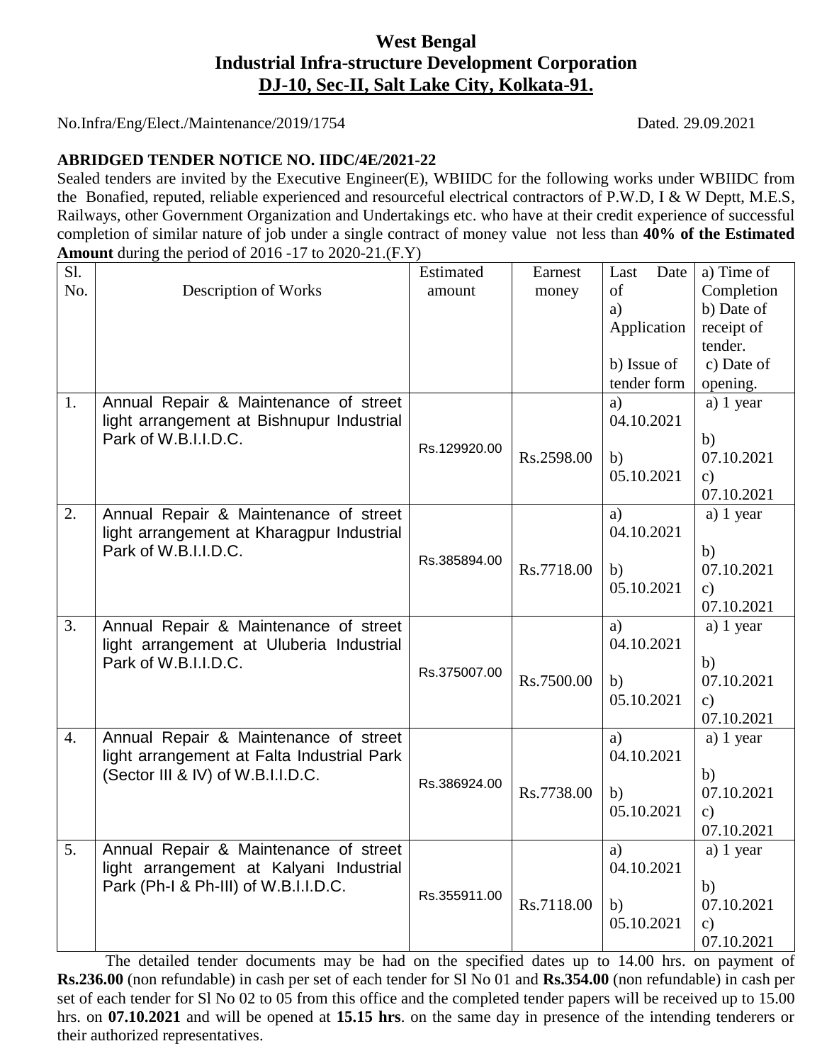# West Bengal
# Industrial Infra-structure Development Corporation
## DJ-10, Sec-II, Salt Lake City, Kolkata-91.

No.Infra/Eng/Elect./Maintenance/2019/1754 Dated. 29.09.2021

**ABRIDGED TENDER NOTICE NO. IIDC/4E/2021-22**

Sealed tenders are invited by the Executive Engineer(E), WBIIDC for the following works under WBIIDC from the Bonafied, reputed, reliable experienced and resourceful electrical contractors of P.W.D, I & W Deptt, M.E.S, Railways, other Government Organization and Undertakings etc. who have at their credit experience of successful completion of similar nature of job under a single contract of money value not less than **40% of the Estimated Amount** during the period of 2016 -17 to 2020-21.(F.Y)

| Sl. No. | Description of Works | Estimated amount | Earnest money | Last Date of a) Application b) Issue of tender form | a) Time of Completion b) Date of receipt of tender. c) Date of opening. |
|---|---|---|---|---|---|
| 1. | Annual Repair & Maintenance of street light arrangement at Bishnupur Industrial Park of W.B.I.I.D.C. | Rs.129920.00 | Rs.2598.00 | a) 04.10.2021 b) 05.10.2021 | a) 1 year b) 07.10.2021 c) 07.10.2021 |
| 2. | Annual Repair & Maintenance of street light arrangement at Kharagpur Industrial Park of W.B.I.I.D.C. | Rs.385894.00 | Rs.7718.00 | a) 04.10.2021 b) 05.10.2021 | a) 1 year b) 07.10.2021 c) 07.10.2021 |
| 3. | Annual Repair & Maintenance of street light arrangement at Uluberia Industrial Park of W.B.I.I.D.C. | Rs.375007.00 | Rs.7500.00 | a) 04.10.2021 b) 05.10.2021 | a) 1 year b) 07.10.2021 c) 07.10.2021 |
| 4. | Annual Repair & Maintenance of street light arrangement at Falta Industrial Park (Sector III & IV) of W.B.I.I.D.C. | Rs.386924.00 | Rs.7738.00 | a) 04.10.2021 b) 05.10.2021 | a) 1 year b) 07.10.2021 c) 07.10.2021 |
| 5. | Annual Repair & Maintenance of street light arrangement at Kalyani Industrial Park (Ph-I & Ph-III) of W.B.I.I.D.C. | Rs.355911.00 | Rs.7118.00 | a) 04.10.2021 b) 05.10.2021 | a) 1 year b) 07.10.2021 c) 07.10.2021 |

The detailed tender documents may be had on the specified dates up to 14.00 hrs. on payment of **Rs.236.00** (non refundable) in cash per set of each tender for Sl No 01 and **Rs.354.00** (non refundable) in cash per set of each tender for Sl No 02 to 05 from this office and the completed tender papers will be received up to 15.00 hrs. on **07.10.2021** and will be opened at **15.15 hrs**. on the same day in presence of the intending tenderers or their authorized representatives.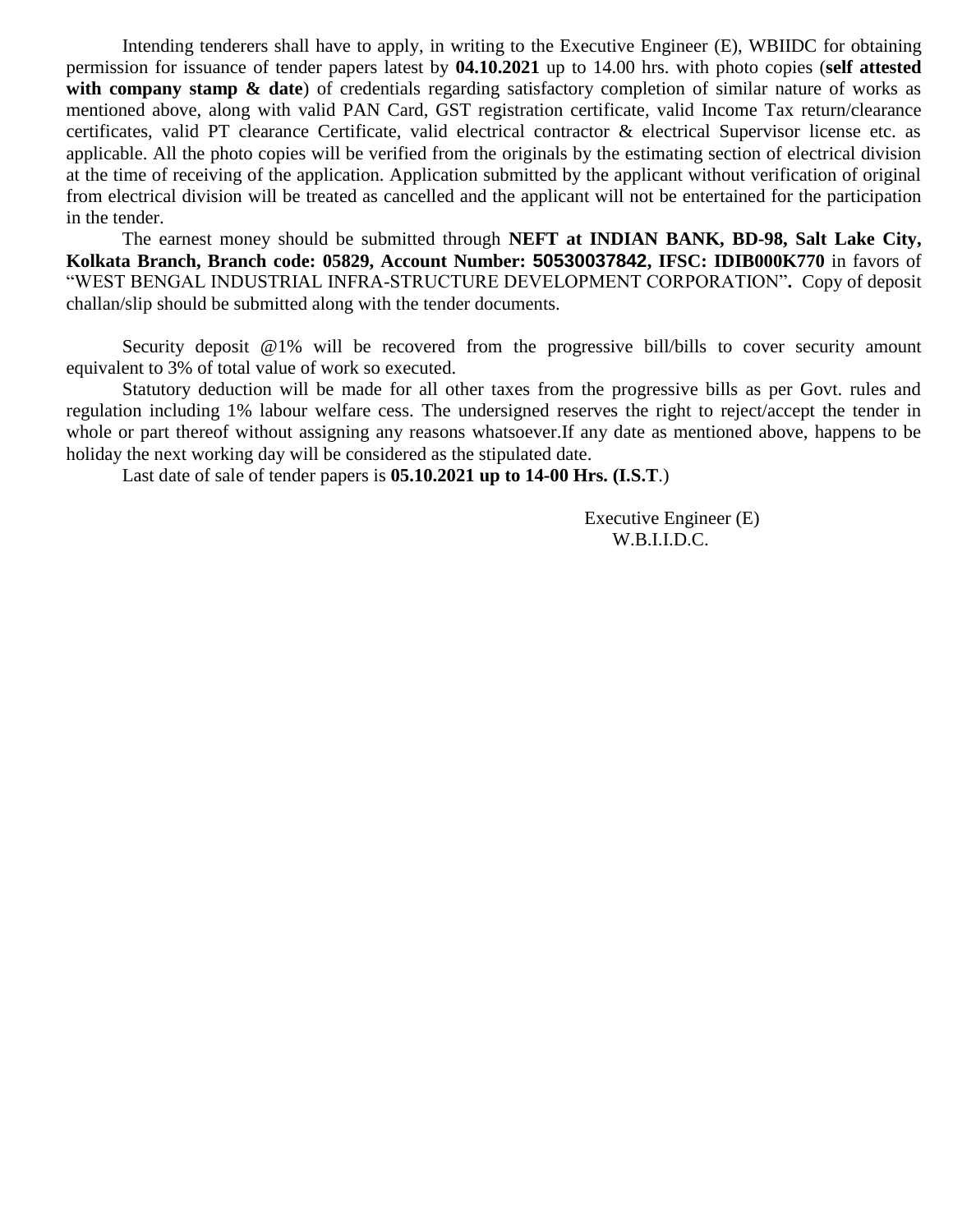Intending tenderers shall have to apply, in writing to the Executive Engineer (E), WBIIDC for obtaining permission for issuance of tender papers latest by **04.10.2021** up to 14.00 hrs. with photo copies (**self attested with company stamp & date**) of credentials regarding satisfactory completion of similar nature of works as mentioned above, along with valid PAN Card, GST registration certificate, valid Income Tax return/clearance certificates, valid PT clearance Certificate, valid electrical contractor & electrical Supervisor license etc. as applicable. All the photo copies will be verified from the originals by the estimating section of electrical division at the time of receiving of the application. Application submitted by the applicant without verification of original from electrical division will be treated as cancelled and the applicant will not be entertained for the participation in the tender.

The earnest money should be submitted through **NEFT at INDIAN BANK, BD-98, Salt Lake City, Kolkata Branch, Branch code: 05829, Account Number: 50530037842, IFSC: IDIB000K770** in favors of "WEST BENGAL INDUSTRIAL INFRA-STRUCTURE DEVELOPMENT CORPORATION"**.** Copy of deposit challan/slip should be submitted along with the tender documents.

Security deposit @1% will be recovered from the progressive bill/bills to cover security amount equivalent to 3% of total value of work so executed.

Statutory deduction will be made for all other taxes from the progressive bills as per Govt. rules and regulation including 1% labour welfare cess. The undersigned reserves the right to reject/accept the tender in whole or part thereof without assigning any reasons whatsoever.If any date as mentioned above, happens to be holiday the next working day will be considered as the stipulated date.

Last date of sale of tender papers is **05.10.2021 up to 14-00 Hrs. (I.S.T**.)

Executive Engineer (E)
W.B.I.I.D.C.